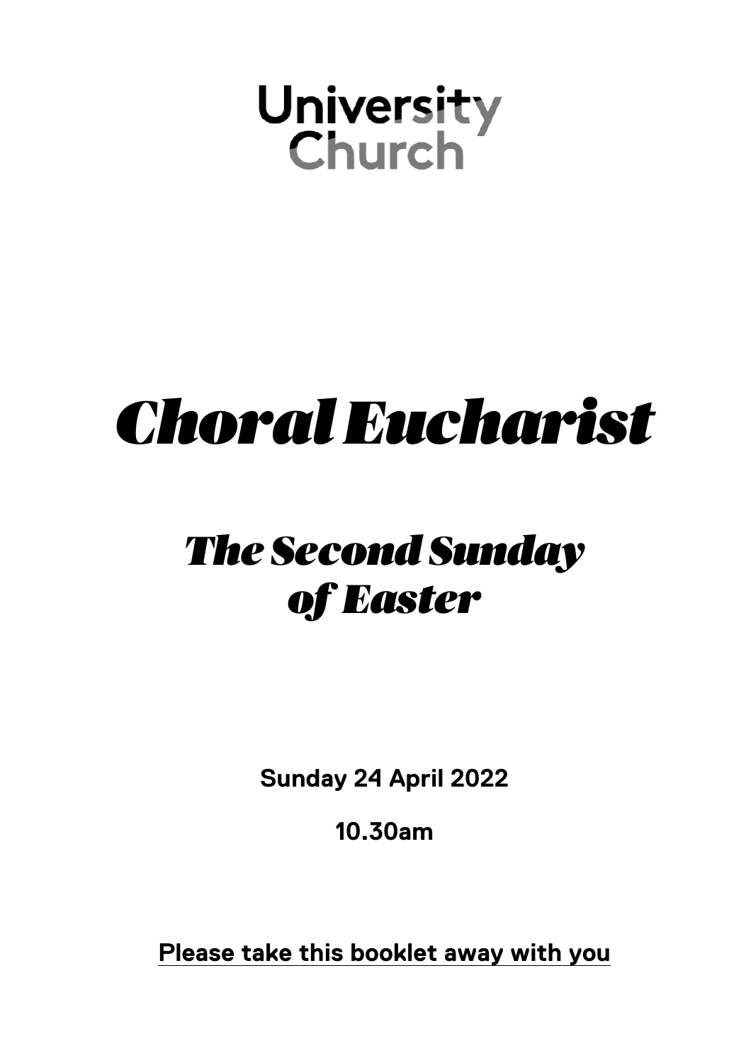University Church

# *Choral Eucharist*

## *The Second Sunday of Easter*

**Sunday 24 April 2022**

**10.30am**

**Please take this booklet away with you**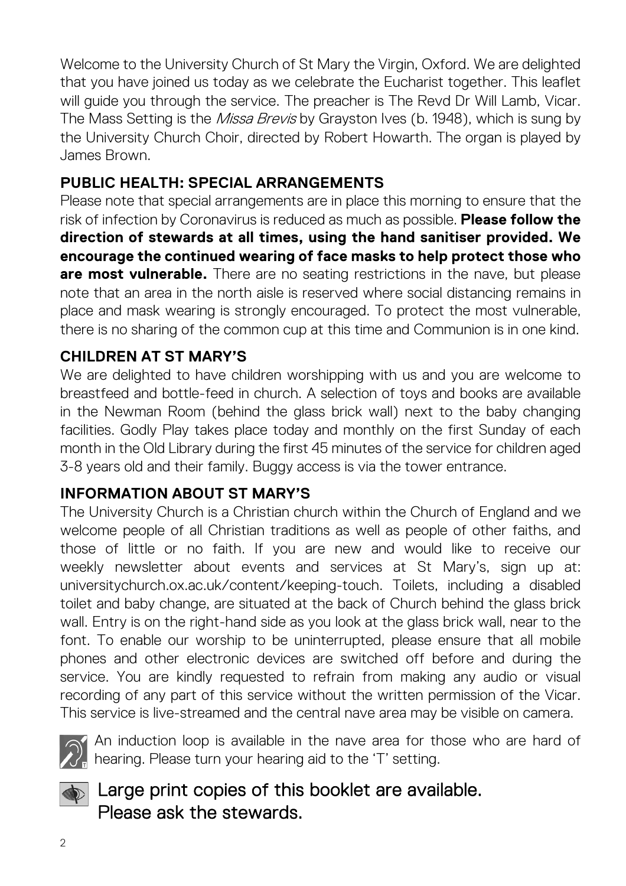Welcome to the University Church of St Mary the Virgin, Oxford. We are delighted that you have joined us today as we celebrate the Eucharist together. This leaflet will guide you through the service. The preacher is The Revd Dr Will Lamb, Vicar. The Mass Setting is the *Missa Brevis* by Grayston Ives (b. 1948), which is sung by the University Church Choir, directed by Robert Howarth. The organ is played by James Brown.

## PUBLIC HEALTH: SPECIAL ARRANGEMENTS

Please note that special arrangements are in place this morning to ensure that the risk of infection by Coronavirus is reduced as much as possible. **Please follow the direction of stewards at all times, using the hand sanitiser provided. We encourage the continued wearing of face masks to help protect those who are most vulnerable.** There are no seating restrictions in the nave, but please note that an area in the north aisle is reserved where social distancing remains in place and mask wearing is strongly encouraged. To protect the most vulnerable, there is no sharing of the common cup at this time and Communion is in one kind.

## CHILDREN AT ST MARY'S

We are delighted to have children worshipping with us and you are welcome to breastfeed and bottle-feed in church. A selection of toys and books are available in the Newman Room (behind the glass brick wall) next to the baby changing facilities. Godly Play takes place today and monthly on the first Sunday of each month in the Old Library during the first 45 minutes of the service for children aged 3-8 years old and their family. Buggy access is via the tower entrance.

## INFORMATION ABOUT ST MARY'S

The University Church is a Christian church within the Church of England and we welcome people of all Christian traditions as well as people of other faiths, and those of little or no faith. If you are new and would like to receive our weekly newsletter about events and services at St Mary's, sign up at: universitychurch.ox.ac.uk/content/keeping-touch. Toilets, including a disabled toilet and baby change, are situated at the back of Church behind the glass brick wall. Entry is on the right-hand side as you look at the glass brick wall, near to the font. To enable our worship to be uninterrupted, please ensure that all mobile phones and other electronic devices are switched off before and during the service. You are kindly requested to refrain from making any audio or visual recording of any part of this service without the written permission of the Vicar. This service is live-streamed and the central nave area may be visible on camera.

An induction loop is available in the nave area for those who are hard of hearing. Please turn your hearing aid to the 'T' setting.

Large print copies of this booklet are available. Please ask the stewards.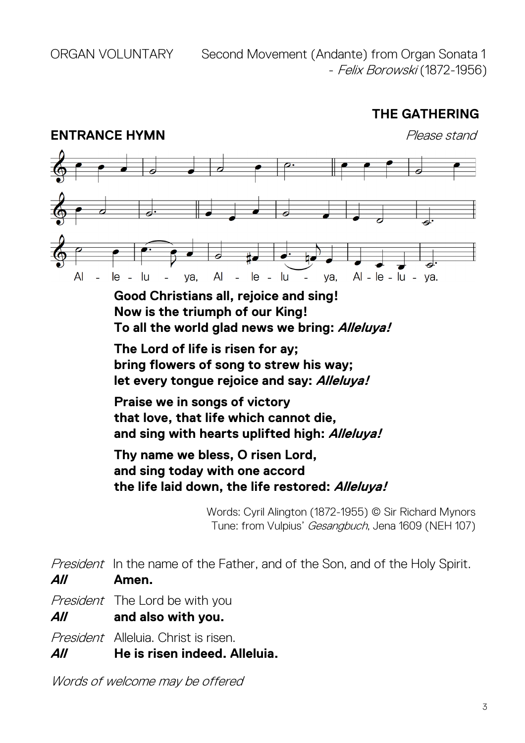ORGAN VOLUNTARY Second Movement (Andante) from Organ Sonata 1
- *Felix Borowski* (1872-1956)

## THE GATHERING

### ENTRANCE HYMN

*Please stand*

Al - le - lu - ya, Al - le - lu - ya, Al - le - lu - ya.

**Good Christians all, rejoice and sing!**
**Now is the triumph of our King!**
**To all the world glad news we bring: *Alleluya!***

**The Lord of life is risen for ay;**
**bring flowers of song to strew his way;**
**let every tongue rejoice and say: *Alleluya!***

**Praise we in songs of victory**
**that love, that life which cannot die,**
**and sing with hearts uplifted high: *Alleluya!***

**Thy name we bless, O risen Lord,**
**and sing today with one accord**
**the life laid down, the life restored: *Alleluya!***

Words: Cyril Alington (1872-1955) © Sir Richard Mynors
Tune: from Vulpius' *Gesangbuch*, Jena 1609 (NEH 107)

*President* In the name of the Father, and of the Son, and of the Holy Spirit.
***All*** **Amen.**

*President* The Lord be with you
***All*** **and also with you.**

*President* Alleluia. Christ is risen.
***All*** **He is risen indeed. Alleluia.**

*Words of welcome may be offered*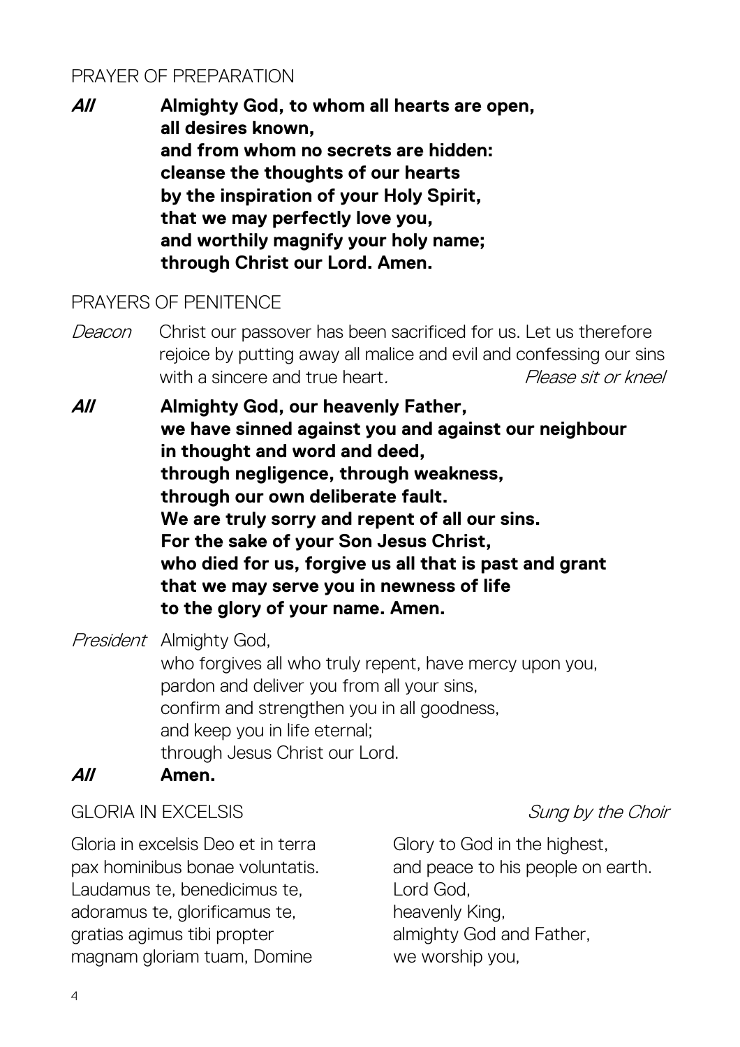## PRAYER OF PREPARATION

***All*** **Almighty God, to whom all hearts are open,**
**all desires known,**
**and from whom no secrets are hidden:**
**cleanse the thoughts of our hearts**
**by the inspiration of your Holy Spirit,**
**that we may perfectly love you,**
**and worthily magnify your holy name;**
**through Christ our Lord. Amen.**

## PRAYERS OF PENITENCE

*Deacon* Christ our passover has been sacrificed for us. Let us therefore rejoice by putting away all malice and evil and confessing our sins with a sincere and true heart. *Please sit or kneel*

***All*** **Almighty God, our heavenly Father,**
**we have sinned against you and against our neighbour**
**in thought and word and deed,**
**through negligence, through weakness,**
**through our own deliberate fault.**
**We are truly sorry and repent of all our sins.**
**For the sake of your Son Jesus Christ,**
**who died for us, forgive us all that is past and grant**
**that we may serve you in newness of life**
**to the glory of your name. Amen.**

*President* Almighty God,
who forgives all who truly repent, have mercy upon you,
pardon and deliver you from all your sins,
confirm and strengthen you in all goodness,
and keep you in life eternal;
through Jesus Christ our Lord.

***All*** **Amen.**

## GLORIA IN EXCELSIS

*Sung by the Choir*

Gloria in excelsis Deo et in terra
pax hominibus bonae voluntatis.
Laudamus te, benedicimus te,
adoramus te, glorificamus te,
gratias agimus tibi propter
magnam gloriam tuam, Domine

Glory to God in the highest,
and peace to his people on earth.
Lord God,
heavenly King,
almighty God and Father,
we worship you,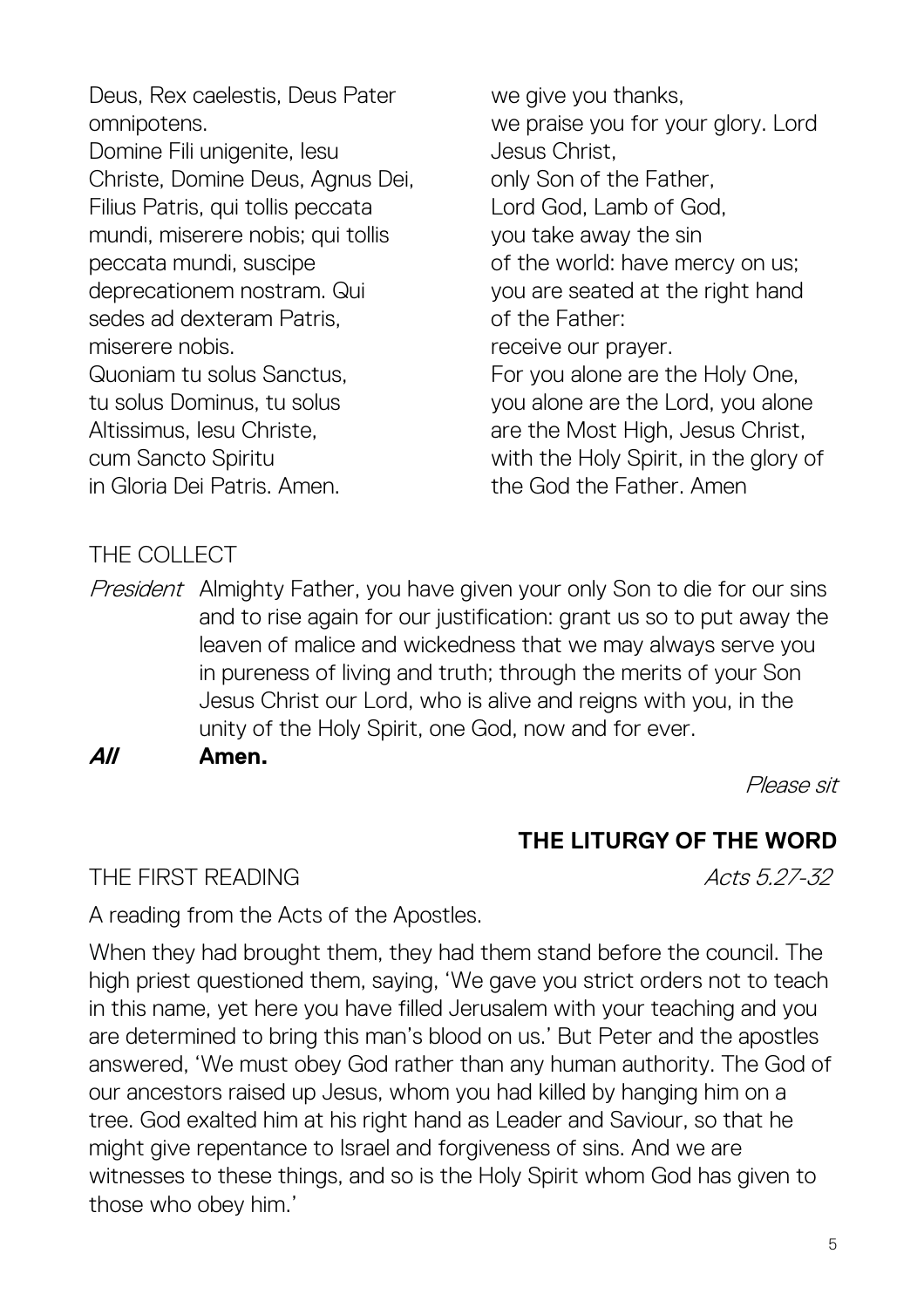Deus, Rex caelestis, Deus Pater omnipotens.
Domine Fili unigenite, Iesu Christe, Domine Deus, Agnus Dei, Filius Patris, qui tollis peccata mundi, miserere nobis; qui tollis peccata mundi, suscipe deprecationem nostram. Qui sedes ad dexteram Patris, miserere nobis.
Quoniam tu solus Sanctus, tu solus Dominus, tu solus Altissimus, Iesu Christe, cum Sancto Spiritu in Gloria Dei Patris. Amen.

we give you thanks,
we praise you for your glory. Lord Jesus Christ,
only Son of the Father,
Lord God, Lamb of God,
you take away the sin
of the world: have mercy on us;
you are seated at the right hand of the Father:
receive our prayer.
For you alone are the Holy One, you alone are the Lord, you alone are the Most High, Jesus Christ, with the Holy Spirit, in the glory of the God the Father. Amen

THE COLLECT

*President* Almighty Father, you have given your only Son to die for our sins and to rise again for our justification: grant us so to put away the leaven of malice and wickedness that we may always serve you in pureness of living and truth; through the merits of your Son Jesus Christ our Lord, who is alive and reigns with you, in the unity of the Holy Spirit, one God, now and for ever.

***All*** **Amen.**

*Please sit*

## THE LITURGY OF THE WORD

THE FIRST READING *Acts 5.27-32*

A reading from the Acts of the Apostles.

When they had brought them, they had them stand before the council. The high priest questioned them, saying, 'We gave you strict orders not to teach in this name, yet here you have filled Jerusalem with your teaching and you are determined to bring this man's blood on us.' But Peter and the apostles answered, 'We must obey God rather than any human authority. The God of our ancestors raised up Jesus, whom you had killed by hanging him on a tree. God exalted him at his right hand as Leader and Saviour, so that he might give repentance to Israel and forgiveness of sins. And we are witnesses to these things, and so is the Holy Spirit whom God has given to those who obey him.'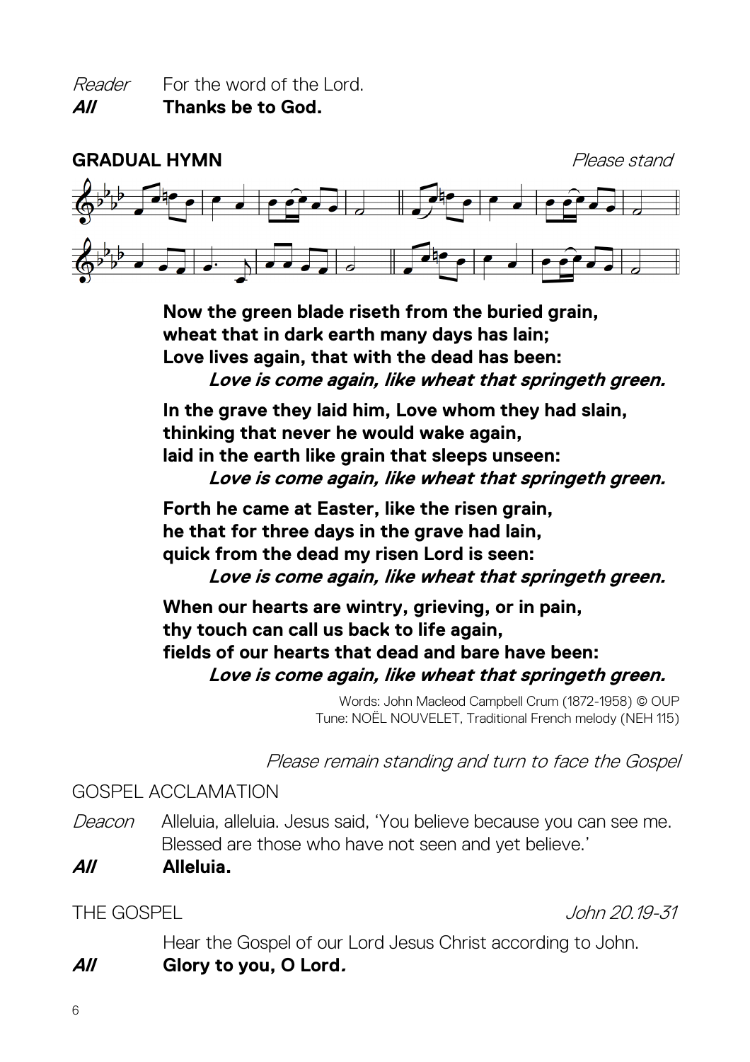*Reader* For the word of the Lord.
***All*** **Thanks be to God.**

**GRADUAL HYMN** *Please stand*

**Now the green blade riseth from the buried grain,**
**wheat that in dark earth many days has lain;**
**Love lives again, that with the dead has been:**
***Love is come again, like wheat that springeth green.***

**In the grave they laid him, Love whom they had slain,**
**thinking that never he would wake again,**
**laid in the earth like grain that sleeps unseen:**
***Love is come again, like wheat that springeth green.***

**Forth he came at Easter, like the risen grain,**
**he that for three days in the grave had lain,**
**quick from the dead my risen Lord is seen:**
***Love is come again, like wheat that springeth green.***

**When our hearts are wintry, grieving, or in pain,**
**thy touch can call us back to life again,**
**fields of our hearts that dead and bare have been:**
***Love is come again, like wheat that springeth green.***

Words: John Macleod Campbell Crum (1872-1958) © OUP
Tune: NOËL NOUVELET, Traditional French melody (NEH 115)

*Please remain standing and turn to face the Gospel*

GOSPEL ACCLAMATION

*Deacon* Alleluia, alleluia. Jesus said, 'You believe because you can see me. Blessed are those who have not seen and yet believe.'
***All*** **Alleluia.**

THE GOSPEL *John 20.19-31*

Hear the Gospel of our Lord Jesus Christ according to John.
***All*** **Glory to you, O Lord.**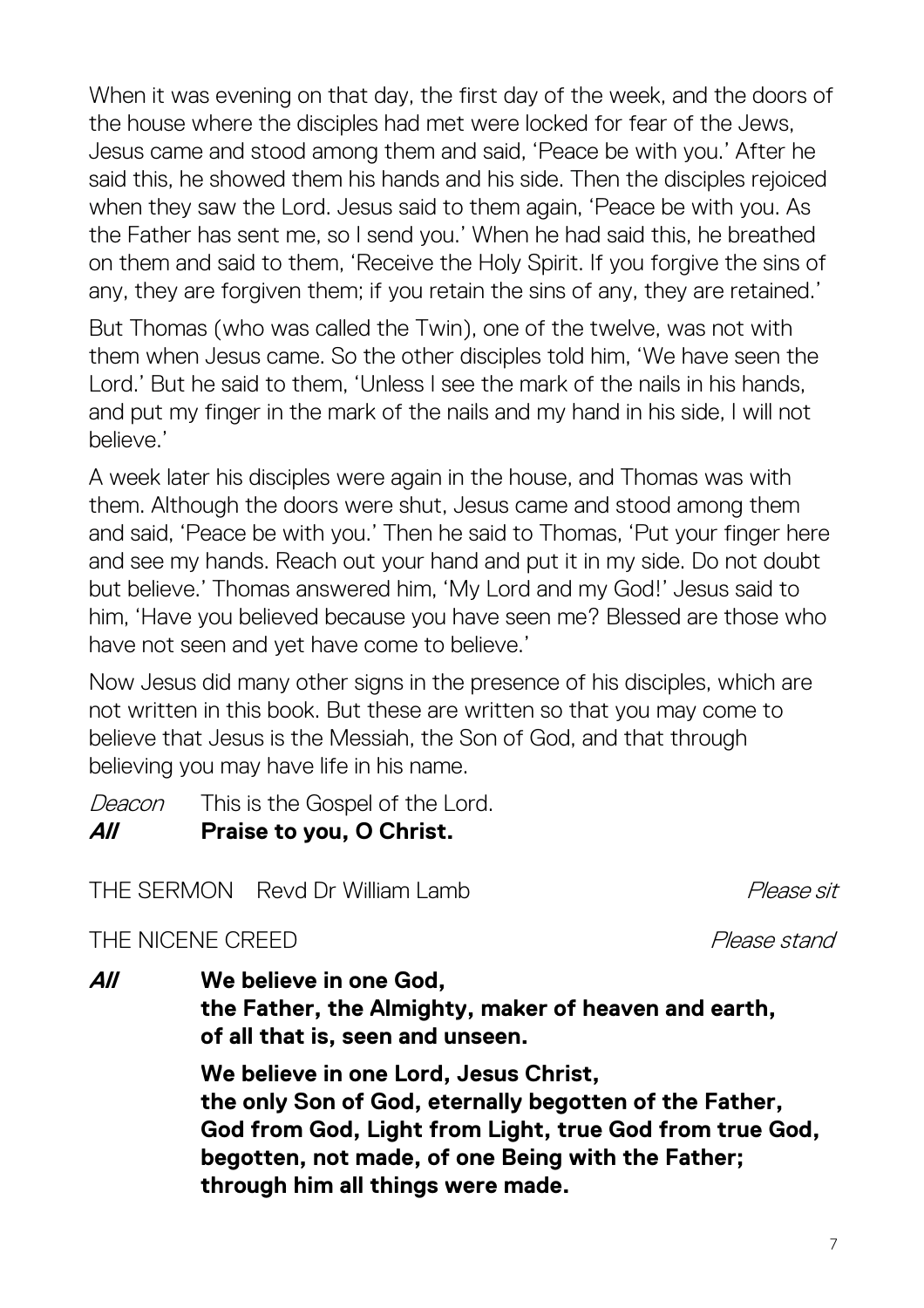When it was evening on that day, the first day of the week, and the doors of the house where the disciples had met were locked for fear of the Jews, Jesus came and stood among them and said, 'Peace be with you.' After he said this, he showed them his hands and his side. Then the disciples rejoiced when they saw the Lord. Jesus said to them again, 'Peace be with you. As the Father has sent me, so I send you.' When he had said this, he breathed on them and said to them, 'Receive the Holy Spirit. If you forgive the sins of any, they are forgiven them; if you retain the sins of any, they are retained.'

But Thomas (who was called the Twin), one of the twelve, was not with them when Jesus came. So the other disciples told him, 'We have seen the Lord.' But he said to them, 'Unless I see the mark of the nails in his hands, and put my finger in the mark of the nails and my hand in his side, I will not believe.'

A week later his disciples were again in the house, and Thomas was with them. Although the doors were shut, Jesus came and stood among them and said, 'Peace be with you.' Then he said to Thomas, 'Put your finger here and see my hands. Reach out your hand and put it in my side. Do not doubt but believe.' Thomas answered him, 'My Lord and my God!' Jesus said to him, 'Have you believed because you have seen me? Blessed are those who have not seen and yet have come to believe.'

Now Jesus did many other signs in the presence of his disciples, which are not written in this book. But these are written so that you may come to believe that Jesus is the Messiah, the Son of God, and that through believing you may have life in his name.

*Deacon* This is the Gospel of the Lord.
***All*** **Praise to you, O Christ.**

THE SERMON Revd Dr William Lamb *Please sit*

THE NICENE CREED *Please stand*

***All*** **We believe in one God,**
**the Father, the Almighty, maker of heaven and earth,**
**of all that is, seen and unseen.**

**We believe in one Lord, Jesus Christ,**
**the only Son of God, eternally begotten of the Father,**
**God from God, Light from Light, true God from true God,**
**begotten, not made, of one Being with the Father;**
**through him all things were made.**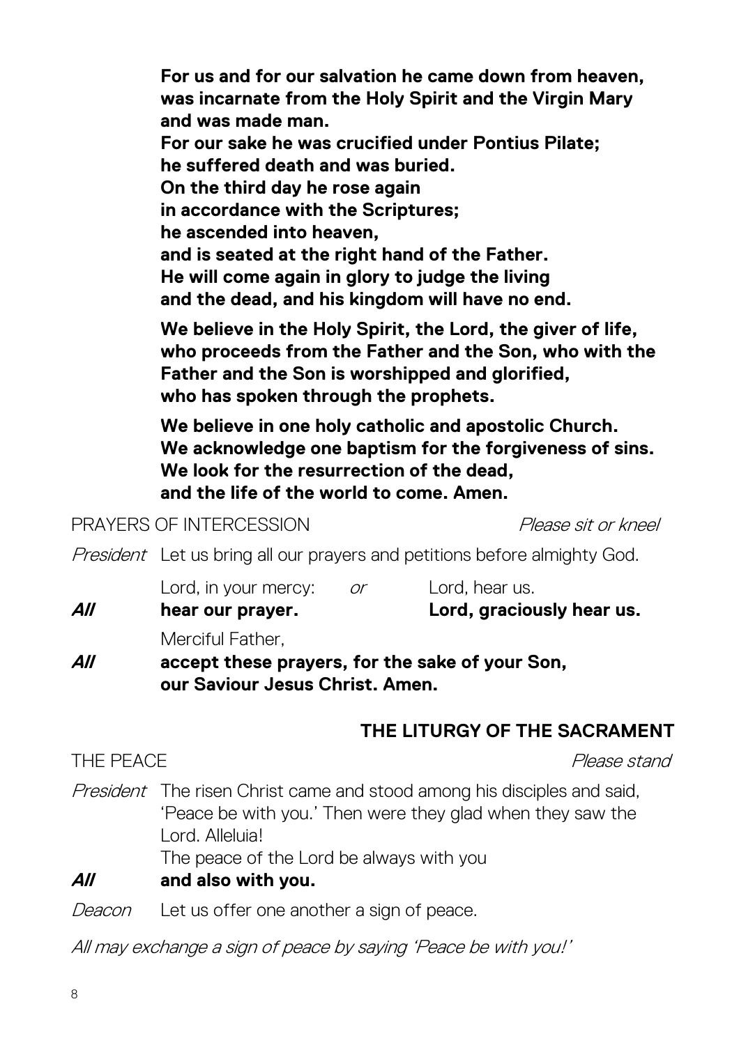**For us and for our salvation he came down from heaven,**
**was incarnate from the Holy Spirit and the Virgin Mary**
**and was made man.**
**For our sake he was crucified under Pontius Pilate;**
**he suffered death and was buried.**
**On the third day he rose again**
**in accordance with the Scriptures;**
**he ascended into heaven,**
**and is seated at the right hand of the Father.**
**He will come again in glory to judge the living**
**and the dead, and his kingdom will have no end.**

**We believe in the Holy Spirit, the Lord, the giver of life,**
**who proceeds from the Father and the Son, who with the**
**Father and the Son is worshipped and glorified,**
**who has spoken through the prophets.**

**We believe in one holy catholic and apostolic Church.**
**We acknowledge one baptism for the forgiveness of sins.**
**We look for the resurrection of the dead,**
**and the life of the world to come. Amen.**

PRAYERS OF INTERCESSION *Please sit or kneel*

*President* Let us bring all our prayers and petitions before almighty God.

Lord, in your mercy: *or* Lord, hear us.
***All*** **hear our prayer.** **Lord, graciously hear us.**

Merciful Father,
***All*** **accept these prayers, for the sake of your Son,**
**our Saviour Jesus Christ. Amen.**

## THE LITURGY OF THE SACRAMENT

THE PEACE *Please stand*

*President* The risen Christ came and stood among his disciples and said, 'Peace be with you.' Then were they glad when they saw the Lord. Alleluia!
The peace of the Lord be always with you
***All*** **and also with you.**

*Deacon* Let us offer one another a sign of peace.

*All may exchange a sign of peace by saying 'Peace be with you!'*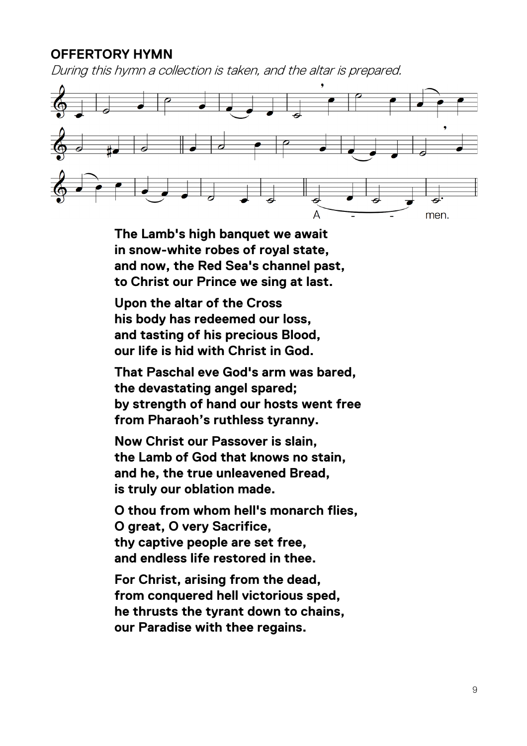## OFFERTORY HYMN

*During this hymn a collection is taken, and the altar is prepared.*

**The Lamb's high banquet we await**
**in snow-white robes of royal state,**
**and now, the Red Sea's channel past,**
**to Christ our Prince we sing at last.**

**Upon the altar of the Cross**
**his body has redeemed our loss,**
**and tasting of his precious Blood,**
**our life is hid with Christ in God.**

**That Paschal eve God's arm was bared,**
**the devastating angel spared;**
**by strength of hand our hosts went free**
**from Pharaoh's ruthless tyranny.**

**Now Christ our Passover is slain,**
**the Lamb of God that knows no stain,**
**and he, the true unleavened Bread,**
**is truly our oblation made.**

**O thou from whom hell's monarch flies,**
**O great, O very Sacrifice,**
**thy captive people are set free,**
**and endless life restored in thee.**

**For Christ, arising from the dead,**
**from conquered hell victorious sped,**
**he thrusts the tyrant down to chains,**
**our Paradise with thee regains.**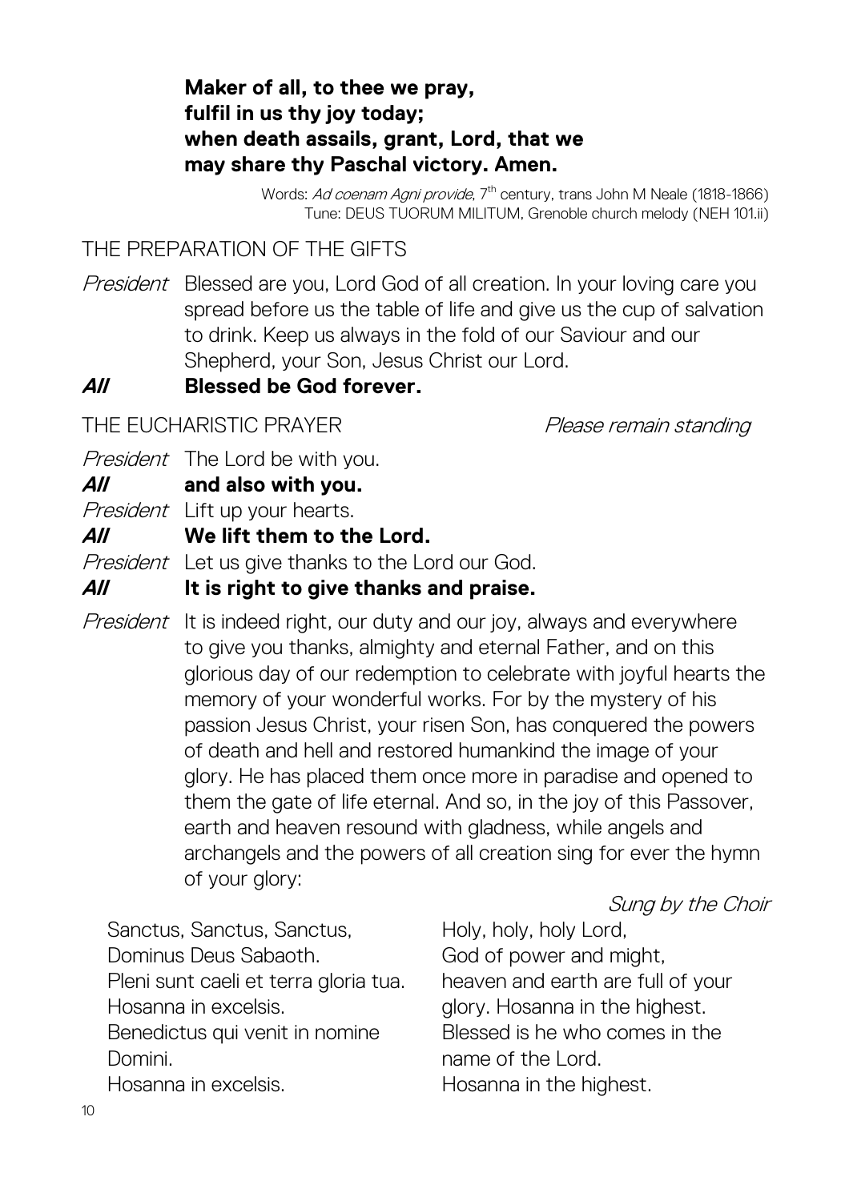**Maker of all, to thee we pray,**
**fulfil in us thy joy today;**
**when death assails, grant, Lord, that we**
**may share thy Paschal victory. Amen.**

Words: *Ad coenam Agni provide*, 7th century, trans John M Neale (1818-1866)
Tune: DEUS TUORUM MILITUM, Grenoble church melody (NEH 101.ii)

## THE PREPARATION OF THE GIFTS

*President* Blessed are you, Lord God of all creation. In your loving care you spread before us the table of life and give us the cup of salvation to drink. Keep us always in the fold of our Saviour and our Shepherd, your Son, Jesus Christ our Lord.

***All*** **Blessed be God forever.**

## THE EUCHARISTIC PRAYER

*Please remain standing*

*President* The Lord be with you.

***All*** **and also with you.**

*President* Lift up your hearts.

***All*** **We lift them to the Lord.**

*President* Let us give thanks to the Lord our God.

***All*** **It is right to give thanks and praise.**

*President* It is indeed right, our duty and our joy, always and everywhere to give you thanks, almighty and eternal Father, and on this glorious day of our redemption to celebrate with joyful hearts the memory of your wonderful works. For by the mystery of his passion Jesus Christ, your risen Son, has conquered the powers of death and hell and restored humankind the image of your glory. He has placed them once more in paradise and opened to them the gate of life eternal. And so, in the joy of this Passover, earth and heaven resound with gladness, while angels and archangels and the powers of all creation sing for ever the hymn of your glory:

*Sung by the Choir*

Sanctus, Sanctus, Sanctus,
Dominus Deus Sabaoth.
Pleni sunt caeli et terra gloria tua.
Hosanna in excelsis.
Benedictus qui venit in nomine Domini.
Hosanna in excelsis.

Holy, holy, holy Lord,
God of power and might,
heaven and earth are full of your glory. Hosanna in the highest.
Blessed is he who comes in the name of the Lord.
Hosanna in the highest.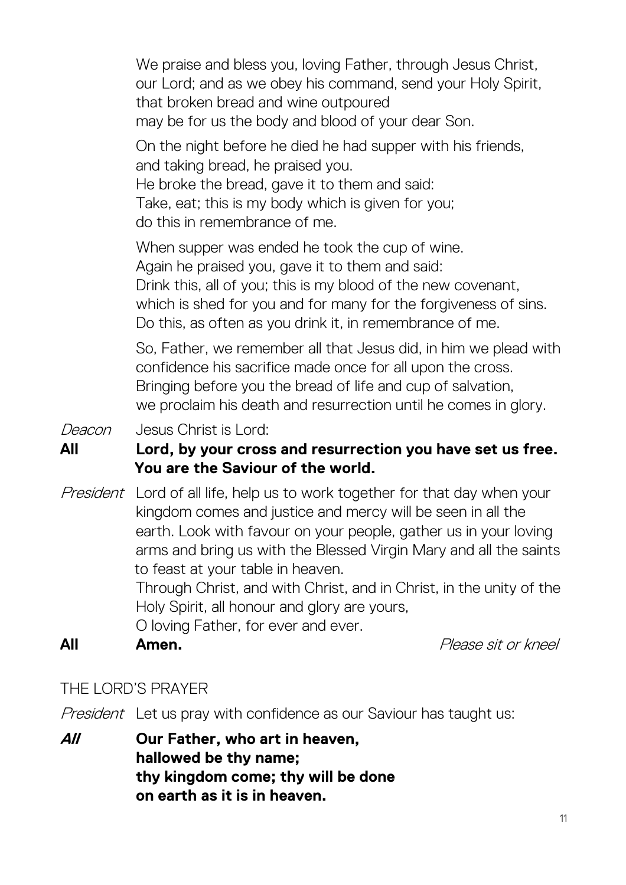We praise and bless you, loving Father, through Jesus Christ, our Lord; and as we obey his command, send your Holy Spirit, that broken bread and wine outpoured
may be for us the body and blood of your dear Son.

On the night before he died he had supper with his friends,
and taking bread, he praised you.
He broke the bread, gave it to them and said:
Take, eat; this is my body which is given for you;
do this in remembrance of me.

When supper was ended he took the cup of wine.
Again he praised you, gave it to them and said:
Drink this, all of you; this is my blood of the new covenant,
which is shed for you and for many for the forgiveness of sins.
Do this, as often as you drink it, in remembrance of me.

So, Father, we remember all that Jesus did, in him we plead with confidence his sacrifice made once for all upon the cross.
Bringing before you the bread of life and cup of salvation,
we proclaim his death and resurrection until he comes in glory.

*Deacon* Jesus Christ is Lord:

**All** **Lord, by your cross and resurrection you have set us free.
You are the Saviour of the world.**

*President* Lord of all life, help us to work together for that day when your kingdom comes and justice and mercy will be seen in all the earth. Look with favour on your people, gather us in your loving arms and bring us with the Blessed Virgin Mary and all the saints to feast at your table in heaven.
Through Christ, and with Christ, and in Christ, in the unity of the Holy Spirit, all honour and glory are yours,
O loving Father, for ever and ever.

**All** **Amen.** *Please sit or kneel*

## THE LORD'S PRAYER

*President* Let us pray with confidence as our Saviour has taught us:

***All*** **Our Father, who art in heaven,
hallowed be thy name;
thy kingdom come; thy will be done
on earth as it is in heaven.**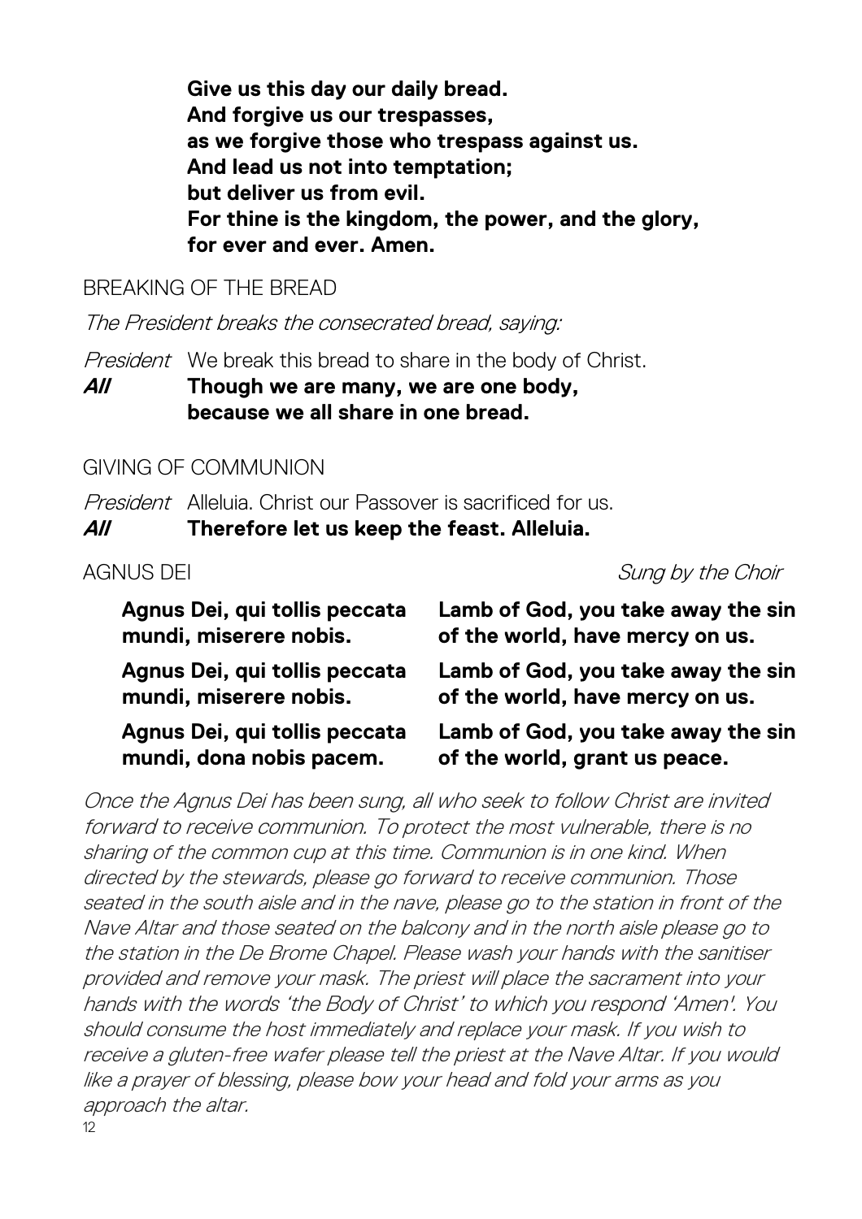**Give us this day our daily bread.**
**And forgive us our trespasses,**
**as we forgive those who trespass against us.**
**And lead us not into temptation;**
**but deliver us from evil.**
**For thine is the kingdom, the power, and the glory,**
**for ever and ever. Amen.**

## BREAKING OF THE BREAD

*The President breaks the consecrated bread, saying:*

*President* We break this bread to share in the body of Christ.
***All*** **Though we are many, we are one body,**
**because we all share in one bread.**

## GIVING OF COMMUNION

*President* Alleluia. Christ our Passover is sacrificed for us.
***All*** **Therefore let us keep the feast. Alleluia.**

## AGNUS DEI

*Sung by the Choir*

| | |
|---|---|
| **Agnus Dei, qui tollis peccata mundi, miserere nobis.** | **Lamb of God, you take away the sin of the world, have mercy on us.** |
| **Agnus Dei, qui tollis peccata mundi, miserere nobis.** | **Lamb of God, you take away the sin of the world, have mercy on us.** |
| **Agnus Dei, qui tollis peccata mundi, dona nobis pacem.** | **Lamb of God, you take away the sin of the world, grant us peace.** |

*Once the Agnus Dei has been sung, all who seek to follow Christ are invited forward to receive communion. To protect the most vulnerable, there is no sharing of the common cup at this time. Communion is in one kind. When directed by the stewards, please go forward to receive communion. Those seated in the south aisle and in the nave, please go to the station in front of the Nave Altar and those seated on the balcony and in the north aisle please go to the station in the De Brome Chapel. Please wash your hands with the sanitiser provided and remove your mask. The priest will place the sacrament into your hands with the words 'the Body of Christ' to which you respond 'Amen'. You should consume the host immediately and replace your mask. If you wish to receive a gluten-free wafer please tell the priest at the Nave Altar. If you would like a prayer of blessing, please bow your head and fold your arms as you approach the altar.*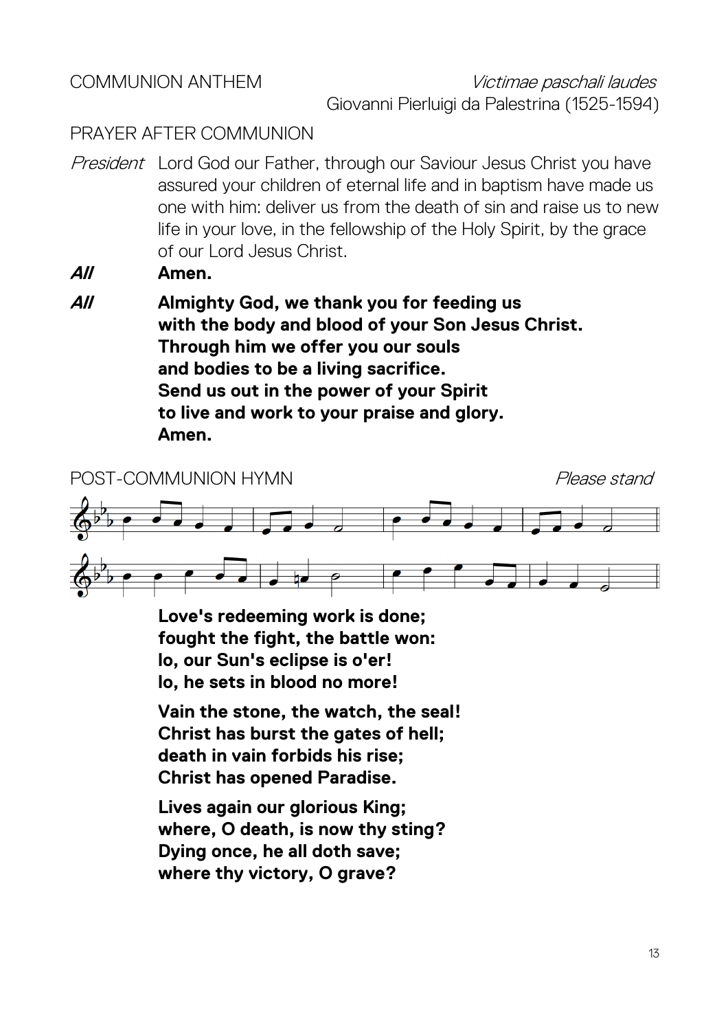COMMUNION ANTHEM *Victimae paschali laudes*
Giovanni Pierluigi da Palestrina (1525-1594)

PRAYER AFTER COMMUNION

*President* Lord God our Father, through our Saviour Jesus Christ you have assured your children of eternal life and in baptism have made us one with him: deliver us from the death of sin and raise us to new life in your love, in the fellowship of the Holy Spirit, by the grace of our Lord Jesus Christ.

***All*** **Amen.**

***All*** **Almighty God, we thank you for feeding us**
**with the body and blood of your Son Jesus Christ.**
**Through him we offer you our souls**
**and bodies to be a living sacrifice.**
**Send us out in the power of your Spirit**
**to live and work to your praise and glory.**
**Amen.**

POST-COMMUNION HYMN *Please stand*

**Love's redeeming work is done;**
**fought the fight, the battle won:**
**lo, our Sun's eclipse is o'er!**
**lo, he sets in blood no more!**

**Vain the stone, the watch, the seal!**
**Christ has burst the gates of hell;**
**death in vain forbids his rise;**
**Christ has opened Paradise.**

**Lives again our glorious King;**
**where, O death, is now thy sting?**
**Dying once, he all doth save;**
**where thy victory, O grave?**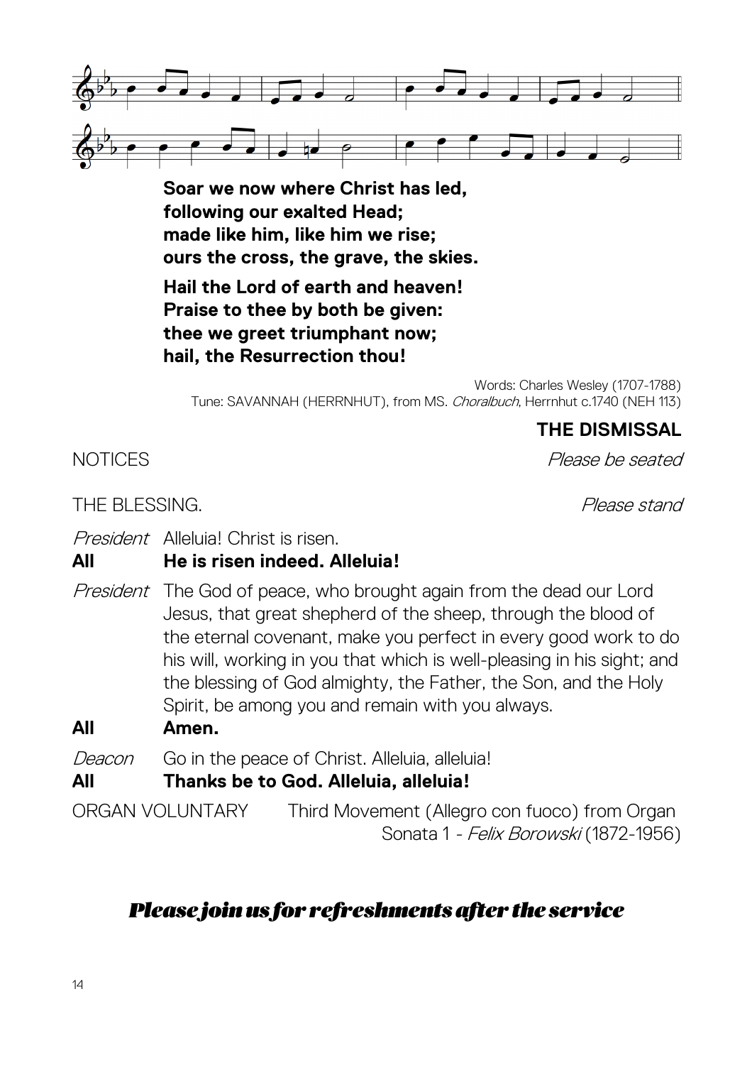**Soar we now where Christ has led,**
**following our exalted Head;**
**made like him, like him we rise;**
**ours the cross, the grave, the skies.**

**Hail the Lord of earth and heaven!**
**Praise to thee by both be given:**
**thee we greet triumphant now;**
**hail, the Resurrection thou!**

Words: Charles Wesley (1707-1788)
Tune: SAVANNAH (HERRNHUT), from MS. *Choralbuch*, Herrnhut c.1740 (NEH 113)

## THE DISMISSAL

NOTICES *Please be seated*

THE BLESSING. *Please stand*

*President* Alleluia! Christ is risen.
**All He is risen indeed. Alleluia!**

*President* The God of peace, who brought again from the dead our Lord Jesus, that great shepherd of the sheep, through the blood of the eternal covenant, make you perfect in every good work to do his will, working in you that which is well-pleasing in his sight; and the blessing of God almighty, the Father, the Son, and the Holy Spirit, be among you and remain with you always.
**All Amen.**

*Deacon* Go in the peace of Christ. Alleluia, alleluia!
**All Thanks be to God. Alleluia, alleluia!**

ORGAN VOLUNTARY Third Movement (Allegro con fuoco) from Organ Sonata 1 - *Felix Borowski* (1872-1956)

***Please join us for refreshments after the service***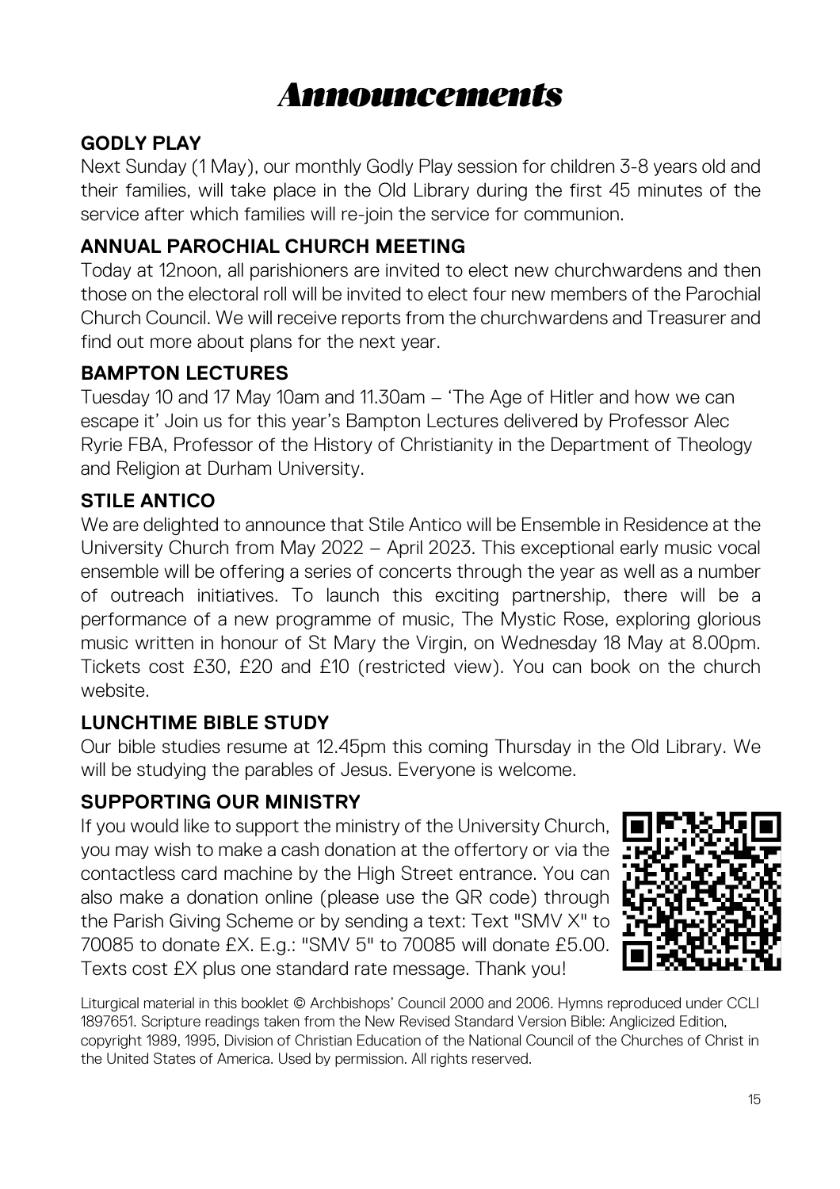# Announcements

## GODLY PLAY

Next Sunday (1 May), our monthly Godly Play session for children 3-8 years old and their families, will take place in the Old Library during the first 45 minutes of the service after which families will re-join the service for communion.

## ANNUAL PAROCHIAL CHURCH MEETING

Today at 12noon, all parishioners are invited to elect new churchwardens and then those on the electoral roll will be invited to elect four new members of the Parochial Church Council. We will receive reports from the churchwardens and Treasurer and find out more about plans for the next year.

## BAMPTON LECTURES

Tuesday 10 and 17 May 10am and 11.30am – 'The Age of Hitler and how we can escape it' Join us for this year's Bampton Lectures delivered by Professor Alec Ryrie FBA, Professor of the History of Christianity in the Department of Theology and Religion at Durham University.

## STILE ANTICO

We are delighted to announce that Stile Antico will be Ensemble in Residence at the University Church from May 2022 – April 2023. This exceptional early music vocal ensemble will be offering a series of concerts through the year as well as a number of outreach initiatives. To launch this exciting partnership, there will be a performance of a new programme of music, The Mystic Rose, exploring glorious music written in honour of St Mary the Virgin, on Wednesday 18 May at 8.00pm. Tickets cost £30, £20 and £10 (restricted view). You can book on the church website.

## LUNCHTIME BIBLE STUDY

Our bible studies resume at 12.45pm this coming Thursday in the Old Library. We will be studying the parables of Jesus. Everyone is welcome.

## SUPPORTING OUR MINISTRY

If you would like to support the ministry of the University Church, you may wish to make a cash donation at the offertory or via the contactless card machine by the High Street entrance. You can also make a donation online (please use the QR code) through the Parish Giving Scheme or by sending a text: Text "SMV X" to 70085 to donate £X. E.g.: "SMV 5" to 70085 will donate £5.00. Texts cost £X plus one standard rate message. Thank you!

Liturgical material in this booklet © Archbishops' Council 2000 and 2006. Hymns reproduced under CCLI 1897651. Scripture readings taken from the New Revised Standard Version Bible: Anglicized Edition, copyright 1989, 1995, Division of Christian Education of the National Council of the Churches of Christ in the United States of America. Used by permission. All rights reserved.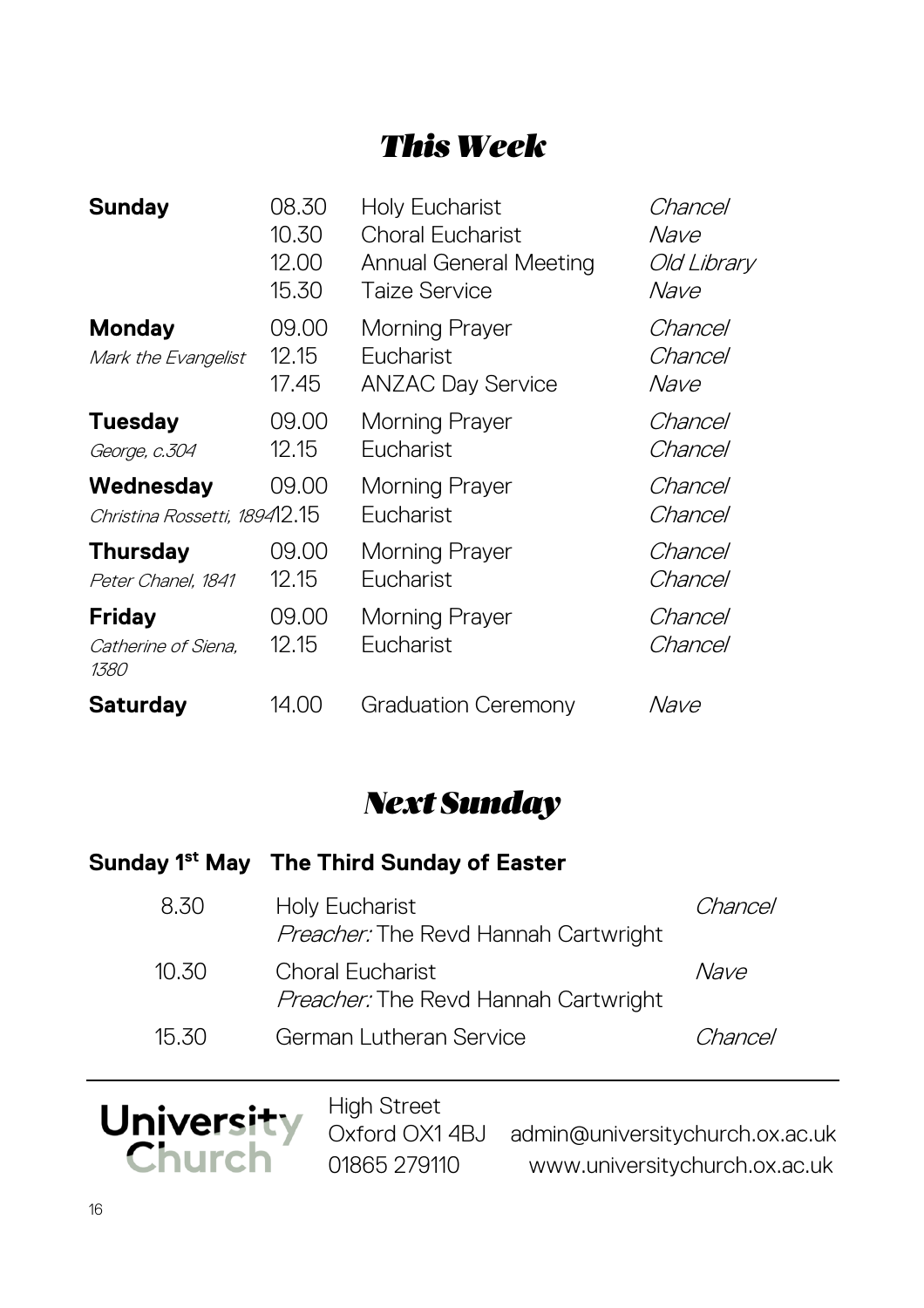## *This Week*

| | | | |
|---|---|---|---|
| **Sunday** | 08.30 | Holy Eucharist | *Chancel* |
| | 10.30 | Choral Eucharist | *Nave* |
| | 12.00 | Annual General Meeting | *Old Library* |
| | 15.30 | Taize Service | *Nave* |
| **Monday** | 09.00 | Morning Prayer | *Chancel* |
| *Mark the Evangelist* | 12.15 | Eucharist | *Chancel* |
| | 17.45 | ANZAC Day Service | *Nave* |
| **Tuesday** | 09.00 | Morning Prayer | *Chancel* |
| *George, c.304* | 12.15 | Eucharist | *Chancel* |
| **Wednesday** | 09.00 | Morning Prayer | *Chancel* |
| *Christina Rossetti, 1894* | 12.15 | Eucharist | *Chancel* |
| **Thursday** | 09.00 | Morning Prayer | *Chancel* |
| *Peter Chanel, 1841* | 12.15 | Eucharist | *Chancel* |
| **Friday** | 09.00 | Morning Prayer | *Chancel* |
| *Catherine of Siena, 1380* | 12.15 | Eucharist | *Chancel* |
| **Saturday** | 14.00 | Graduation Ceremony | *Nave* |

## *Next Sunday*

**Sunday 1st May The Third Sunday of Easter**

| | | |
|---|---|---|
| 8.30 | Holy Eucharist<br>*Preacher:* The Revd Hannah Cartwright | *Chancel* |
| 10.30 | Choral Eucharist<br>*Preacher:* The Revd Hannah Cartwright | *Nave* |
| 15.30 | German Lutheran Service | *Chancel* |

**University Church**

High Street
Oxford OX1 4BJ
01865 279110

admin@universitychurch.ox.ac.uk
www.universitychurch.ox.ac.uk